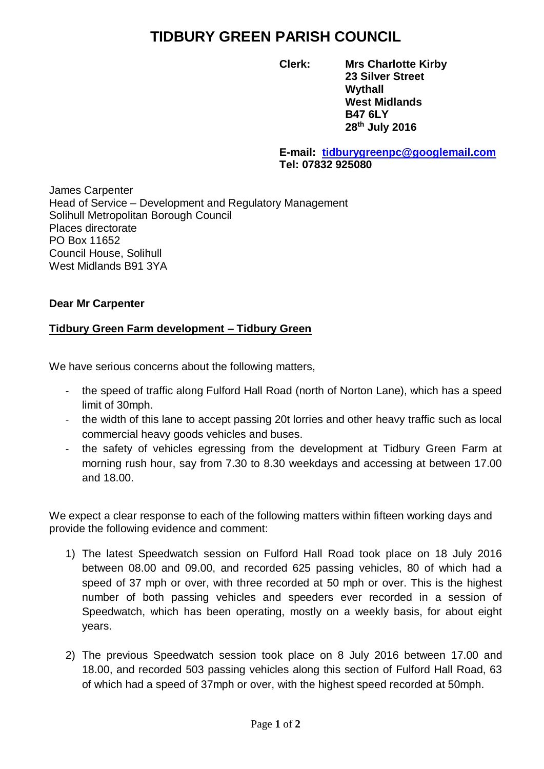# TIDBURY GREEN PARISH COUNCIL

**Clerk:** **Mrs Charlotte Kirby**
**23 Silver Street**
**Wythall**
**West Midlands**
**B47 6LY**
**28th July 2016**

**E-mail: [tidburygreenpc@googlemail.com](mailto:tidburygreenpc@googlemail.com)**
**Tel: 07832 925080**

James Carpenter
Head of Service – Development and Regulatory Management
Solihull Metropolitan Borough Council
Places directorate
PO Box 11652
Council House, Solihull
West Midlands B91 3YA

**Dear Mr Carpenter**

**Tidbury Green Farm development – Tidbury Green**

We have serious concerns about the following matters,

- the speed of traffic along Fulford Hall Road (north of Norton Lane), which has a speed limit of 30mph.
- the width of this lane to accept passing 20t lorries and other heavy traffic such as local commercial heavy goods vehicles and buses.
- the safety of vehicles egressing from the development at Tidbury Green Farm at morning rush hour, say from 7.30 to 8.30 weekdays and accessing at between 17.00 and 18.00.

We expect a clear response to each of the following matters within fifteen working days and provide the following evidence and comment:

1) The latest Speedwatch session on Fulford Hall Road took place on 18 July 2016 between 08.00 and 09.00, and recorded 625 passing vehicles, 80 of which had a speed of 37 mph or over, with three recorded at 50 mph or over. This is the highest number of both passing vehicles and speeders ever recorded in a session of Speedwatch, which has been operating, mostly on a weekly basis, for about eight years.

2) The previous Speedwatch session took place on 8 July 2016 between 17.00 and 18.00, and recorded 503 passing vehicles along this section of Fulford Hall Road, 63 of which had a speed of 37mph or over, with the highest speed recorded at 50mph.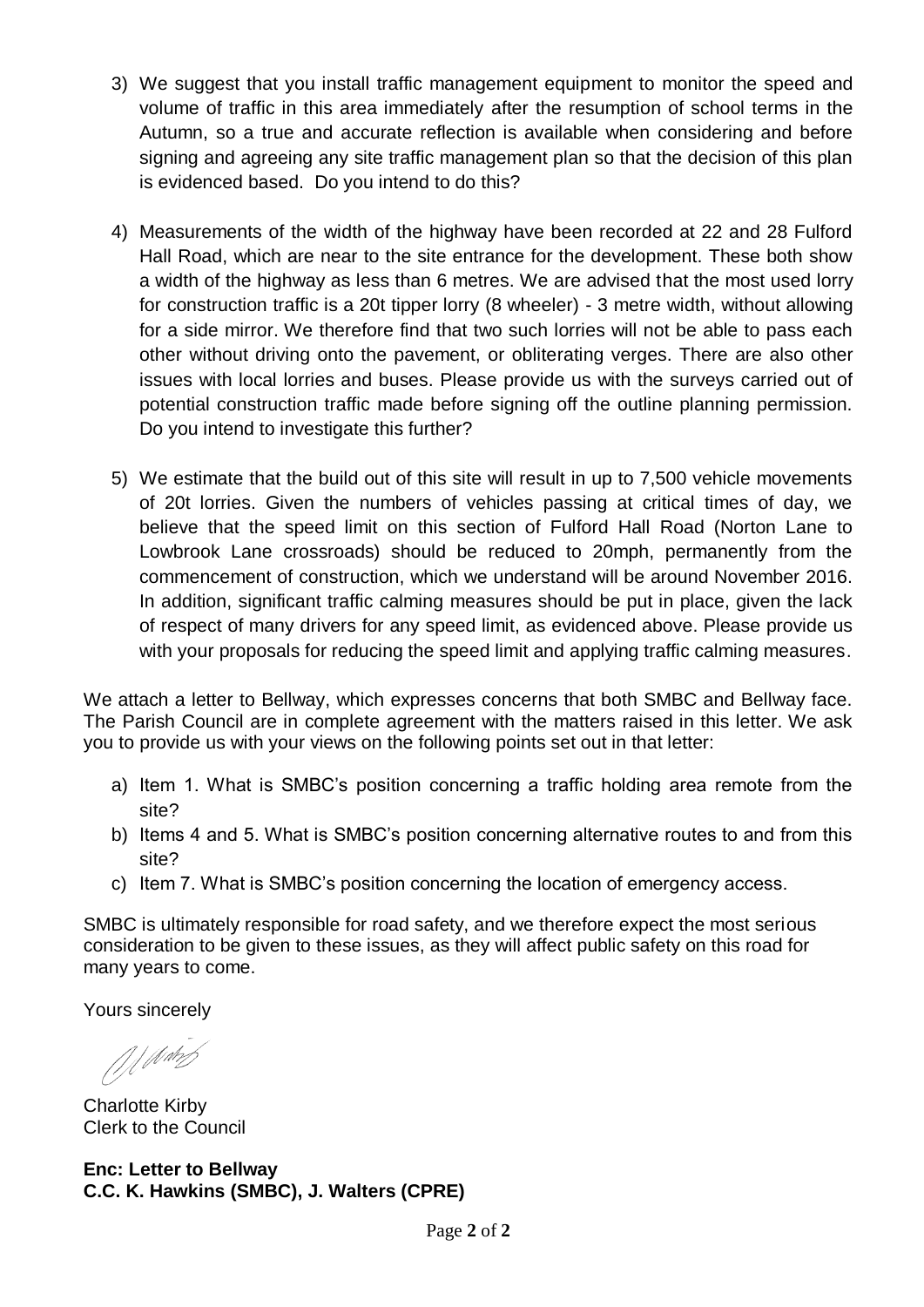3) We suggest that you install traffic management equipment to monitor the speed and volume of traffic in this area immediately after the resumption of school terms in the Autumn, so a true and accurate reflection is available when considering and before signing and agreeing any site traffic management plan so that the decision of this plan is evidenced based. Do you intend to do this?

4) Measurements of the width of the highway have been recorded at 22 and 28 Fulford Hall Road, which are near to the site entrance for the development. These both show a width of the highway as less than 6 metres. We are advised that the most used lorry for construction traffic is a 20t tipper lorry (8 wheeler) - 3 metre width, without allowing for a side mirror. We therefore find that two such lorries will not be able to pass each other without driving onto the pavement, or obliterating verges. There are also other issues with local lorries and buses. Please provide us with the surveys carried out of potential construction traffic made before signing off the outline planning permission. Do you intend to investigate this further?

5) We estimate that the build out of this site will result in up to 7,500 vehicle movements of 20t lorries. Given the numbers of vehicles passing at critical times of day, we believe that the speed limit on this section of Fulford Hall Road (Norton Lane to Lowbrook Lane crossroads) should be reduced to 20mph, permanently from the commencement of construction, which we understand will be around November 2016. In addition, significant traffic calming measures should be put in place, given the lack of respect of many drivers for any speed limit, as evidenced above. Please provide us with your proposals for reducing the speed limit and applying traffic calming measures.

We attach a letter to Bellway, which expresses concerns that both SMBC and Bellway face. The Parish Council are in complete agreement with the matters raised in this letter. We ask you to provide us with your views on the following points set out in that letter:

a) Item 1. What is SMBC's position concerning a traffic holding area remote from the site?
b) Items 4 and 5. What is SMBC's position concerning alternative routes to and from this site?
c) Item 7. What is SMBC's position concerning the location of emergency access.

SMBC is ultimately responsible for road safety, and we therefore expect the most serious consideration to be given to these issues, as they will affect public safety on this road for many years to come.

Yours sincerely

Charlotte Kirby
Clerk to the Council

**Enc: Letter to Bellway**
**C.C. K. Hawkins (SMBC), J. Walters (CPRE)**